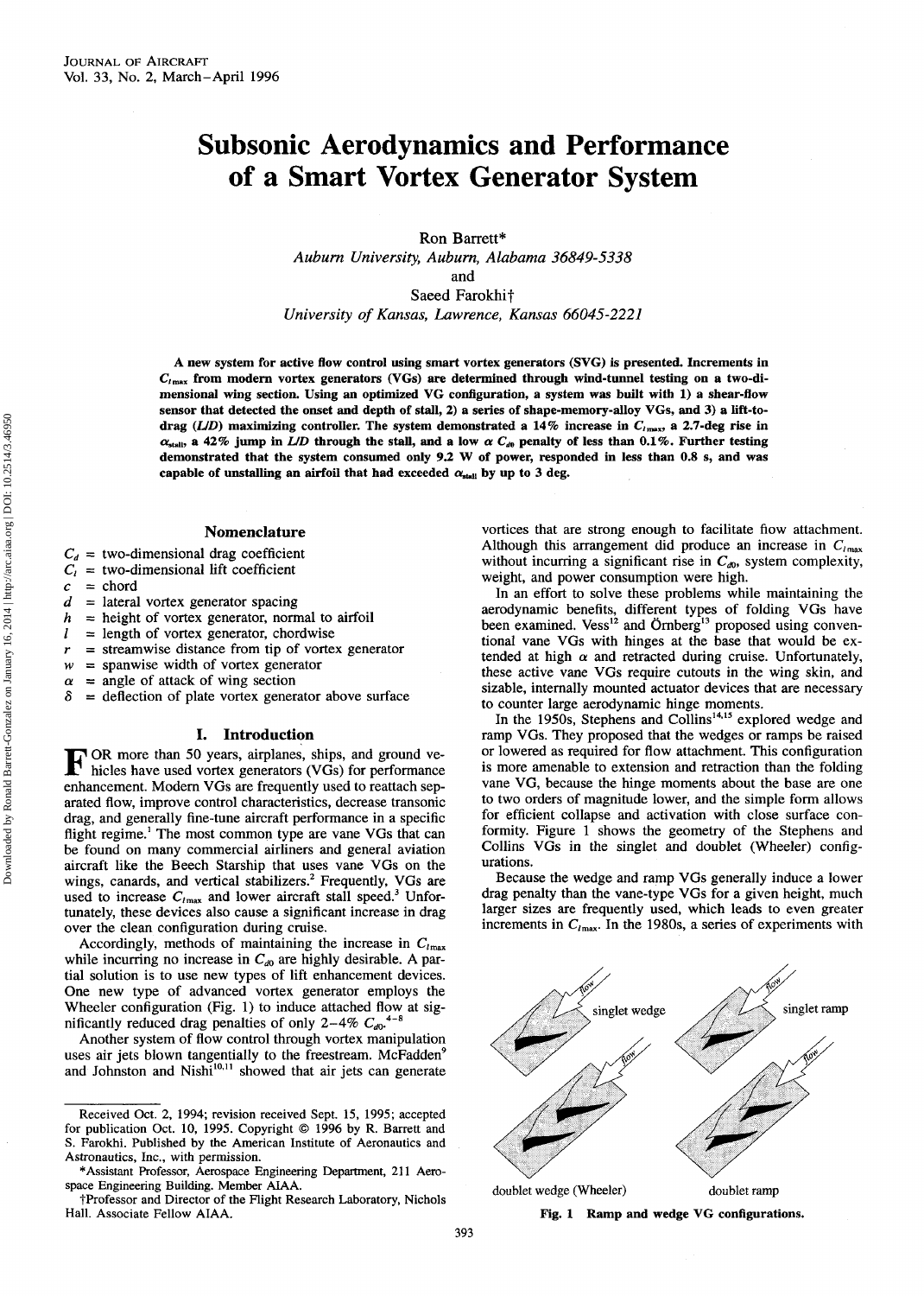# Subsonic Aerodynamics and Performance of a Smart Vortex Generator System

Ron Barrett*
*Auburn University, Auburn, Alabama 36849-5338*
and
Saeed Farokhi†
*University of Kansas, Lawrence, Kansas 66045-2221*

**A new system for active flow control using smart vortex generators (SVG) is presented. Increments in $C_{l\max}$ from modern vortex generators (VGs) are determined through wind-tunnel testing on a two-dimensional wing section. Using an optimized VG configuration, a system was built with 1) a shear-flow sensor that detected the onset and depth of stall, 2) a series of shape-memory-alloy VGs, and 3) a lift-to-drag (L/D) maximizing controller. The system demonstrated a 14% increase in $C_{l\max}$, a 2.7-deg rise in $\alpha_{\text{stall}}$, a 42% jump in L/D through the stall, and a low $\alpha$ $C_{d0}$ penalty of less than 0.1%. Further testing demonstrated that the system consumed only 9.2 W of power, responded in less than 0.8 s, and was capable of unstalling an airfoil that had exceeded $\alpha_{\text{stall}}$ by up to 3 deg.**

## Nomenclature

- $C_d$ = two-dimensional drag coefficient
- $C_l$ = two-dimensional lift coefficient
- $c$ = chord
- $d$ = lateral vortex generator spacing
- $h$ = height of vortex generator, normal to airfoil
- $l$ = length of vortex generator, chordwise
- $r$ = streamwise distance from tip of vortex generator
- $w$ = spanwise width of vortex generator
- $\alpha$ = angle of attack of wing section
- $\delta$ = deflection of plate vortex generator above surface

## I. Introduction

For more than 50 years, airplanes, ships, and ground vehicles have used vortex generators (VGs) for performance enhancement. Modern VGs are frequently used to reattach separated flow, improve control characteristics, decrease transonic drag, and generally fine-tune aircraft performance in a specific flight regime.[1] The most common type are vane VGs that can be found on many commercial airliners and general aviation aircraft like the Beech Starship that uses vane VGs on the wings, canards, and vertical stabilizers.[2] Frequently, VGs are used to increase $C_{l\max}$ and lower aircraft stall speed.[3] Unfortunately, these devices also cause a significant increase in drag over the clean configuration during cruise.

Accordingly, methods of maintaining the increase in $C_{l\max}$ while incurring no increase in $C_{d0}$ are highly desirable. A partial solution is to use new types of lift enhancement devices. One new type of advanced vortex generator employs the Wheeler configuration (Fig. 1) to induce attached flow at significantly reduced drag penalties of only 2–4% $C_{d0}$.[4-8]

Another system of flow control through vortex manipulation uses air jets blown tangentially to the freestream. McFadden[9] and Johnston and Nishi[10,11] showed that air jets can generate vortices that are strong enough to facilitate flow attachment. Although this arrangement did produce an increase in $C_{l\max}$ without incurring a significant rise in $C_{d0}$, system complexity, weight, and power consumption were high.

In an effort to solve these problems while maintaining the aerodynamic benefits, different types of folding VGs have been examined. Vess[12] and Örnberg[13] proposed using conventional vane VGs with hinges at the base that would be extended at high $\alpha$ and retracted during cruise. Unfortunately, these active vane VGs require cutouts in the wing skin, and sizable, internally mounted actuator devices that are necessary to counter large aerodynamic hinge moments.

In the 1950s, Stephens and Collins[14,15] explored wedge and ramp VGs. They proposed that the wedges or ramps be raised or lowered as required for flow attachment. This configuration is more amenable to extension and retraction than the folding vane VG, because the hinge moments about the base are one to two orders of magnitude lower, and the simple form allows for efficient collapse and activation with close surface conformity. Figure 1 shows the geometry of the Stephens and Collins VGs in the singlet and doublet (Wheeler) configurations.

Because the wedge and ramp VGs generally induce a lower drag penalty than the vane-type VGs for a given height, much larger sizes are frequently used, which leads to even greater increments in $C_{l\max}$. In the 1980s, a series of experiments with

singlet wedge — singlet ramp — doublet wedge (Wheeler) — doublet ramp

**Fig. 1 Ramp and wedge VG configurations.**

Received Oct. 2, 1994; revision received Sept. 15, 1995; accepted for publication Oct. 10, 1995. Copyright © 1996 by R. Barrett and S. Farokhi. Published by the American Institute of Aeronautics and Astronautics, Inc., with permission.

*Assistant Professor, Aerospace Engineering Department, 211 Aerospace Engineering Building. Member AIAA.

†Professor and Director of the Flight Research Laboratory, Nichols Hall. Associate Fellow AIAA.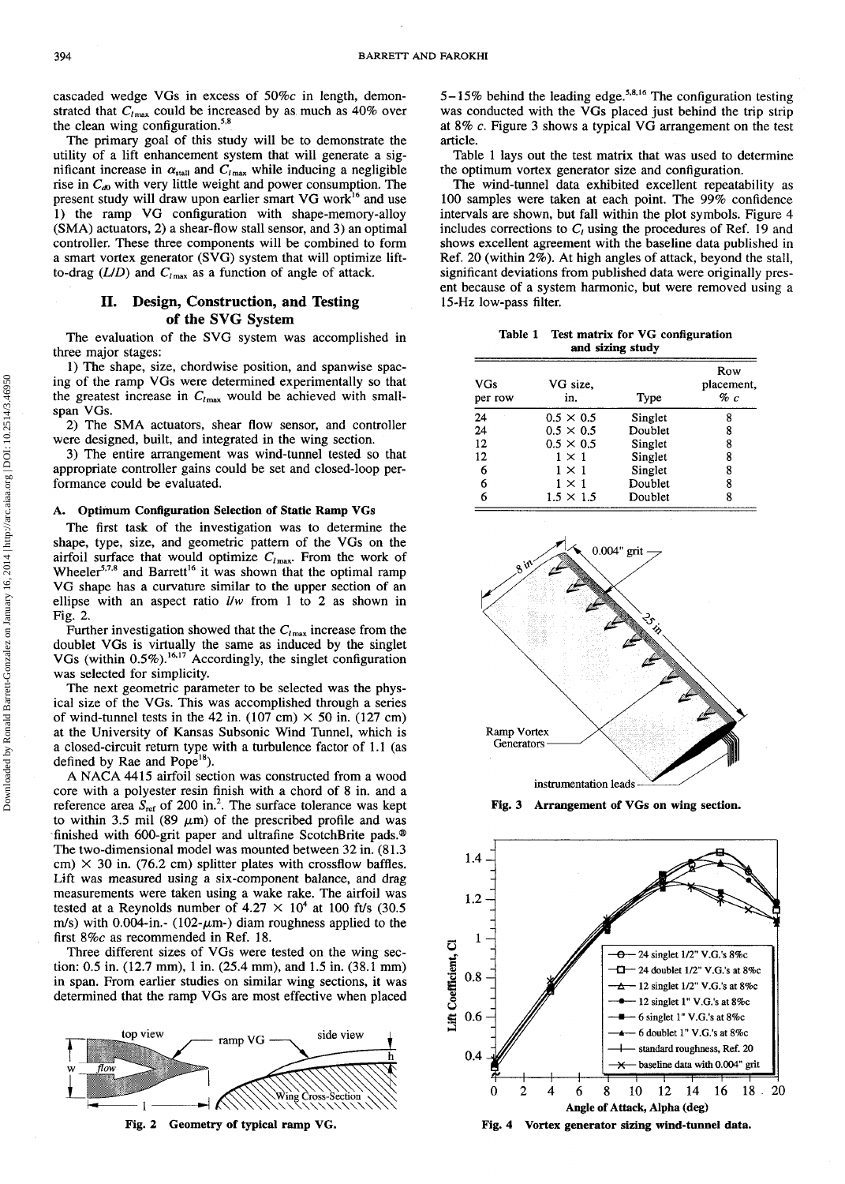cascaded wedge VGs in excess of 50%c in length, demonstrated that $C_{l_{max}}$ could be increased by as much as 40% over the clean wing configuration.[5,8]

The primary goal of this study will be to demonstrate the utility of a lift enhancement system that will generate a significant increase in $\alpha_{stall}$ and $C_{l_{max}}$ while inducing a negligible rise in $C_{d0}$ with very little weight and power consumption. The present study will draw upon earlier smart VG work[16] and use 1) the ramp VG configuration with shape-memory-alloy (SMA) actuators, 2) a shear-flow stall sensor, and 3) an optimal controller. These three components will be combined to form a smart vortex generator (SVG) system that will optimize lift-to-drag ($L/D$) and $C_{l_{max}}$ as a function of angle of attack.

## II. Design, Construction, and Testing of the SVG System

The evaluation of the SVG system was accomplished in three major stages:

1) The shape, size, chordwise position, and spanwise spacing of the ramp VGs were determined experimentally so that the greatest increase in $C_{l_{max}}$ would be achieved with small-span VGs.

2) The SMA actuators, shear flow sensor, and controller were designed, built, and integrated in the wing section.

3) The entire arrangement was wind-tunnel tested so that appropriate controller gains could be set and closed-loop performance could be evaluated.

### A. Optimum Configuration Selection of Static Ramp VGs

The first task of the investigation was to determine the shape, type, size, and geometric pattern of the VGs on the airfoil surface that would optimize $C_{l_{max}}$. From the work of Wheeler[5,7,8] and Barrett[16] it was shown that the optimal ramp VG shape has a curvature similar to the upper section of an ellipse with an aspect ratio $l/w$ from 1 to 2 as shown in Fig. 2.

Further investigation showed that the $C_{l_{max}}$ increase from the doublet VGs is virtually the same as induced by the singlet VGs (within 0.5%).[16,17] Accordingly, the singlet configuration was selected for simplicity.

The next geometric parameter to be selected was the physical size of the VGs. This was accomplished through a series of wind-tunnel tests in the 42 in. (107 cm) × 50 in. (127 cm) at the University of Kansas Subsonic Wind Tunnel, which is a closed-circuit return type with a turbulence factor of 1.1 (as defined by Rae and Pope[18]).

A NACA 4415 airfoil section was constructed from a wood core with a polyester resin finish with a chord of 8 in. and a reference area $S_{ref}$ of 200 in.$^2$. The surface tolerance was kept to within 3.5 mil (89 μm) of the prescribed profile and was finished with 600-grit paper and ultrafine ScotchBrite pads.® The two-dimensional model was mounted between 32 in. (81.3 cm) × 30 in. (76.2 cm) splitter plates with crossflow baffles. Lift was measured using a six-component balance, and drag measurements were taken using a wake rake. The airfoil was tested at a Reynolds number of 4.27 × 10$^4$ at 100 ft/s (30.5 m/s) with 0.004-in.- (102-μm-) diam roughness applied to the first 8%c as recommended in Ref. 18.

Three different sizes of VGs were tested on the wing section: 0.5 in. (12.7 mm), 1 in. (25.4 mm), and 1.5 in. (38.1 mm) in span. From earlier studies on similar wing sections, it was determined that the ramp VGs are most effective when placed 5–15% behind the leading edge.[5,8,16] The configuration testing was conducted with the VGs placed just behind the trip strip at 8% c. Figure 3 shows a typical VG arrangement on the test article.

Fig. 2 Geometry of typical ramp VG.

Table 1 lays out the test matrix that was used to determine the optimum vortex generator size and configuration.

The wind-tunnel data exhibited excellent repeatability as 100 samples were taken at each point. The 99% confidence intervals are shown, but fall within the plot symbols. Figure 4 includes corrections to $C_l$ using the procedures of Ref. 19 and shows excellent agreement with the baseline data published in Ref. 20 (within 2%). At high angles of attack, beyond the stall, significant deviations from published data were originally present because of a system harmonic, but were removed using a 15-Hz low-pass filter.

Table 1 Test matrix for VG configuration and sizing study

| VGs per row | VG size, in. | Type | Row placement, % c |
|---|---|---|---|
| 24 | 0.5 × 0.5 | Singlet | 8 |
| 24 | 0.5 × 0.5 | Doublet | 8 |
| 12 | 0.5 × 0.5 | Singlet | 8 |
| 12 | 1 × 1 | Singlet | 8 |
| 6 | 1 × 1 | Singlet | 8 |
| 6 | 1 × 1 | Doublet | 8 |
| 6 | 1.5 × 1.5 | Doublet | 8 |

Fig. 3 Arrangement of VGs on wing section.

Fig. 4 Vortex generator sizing wind-tunnel data.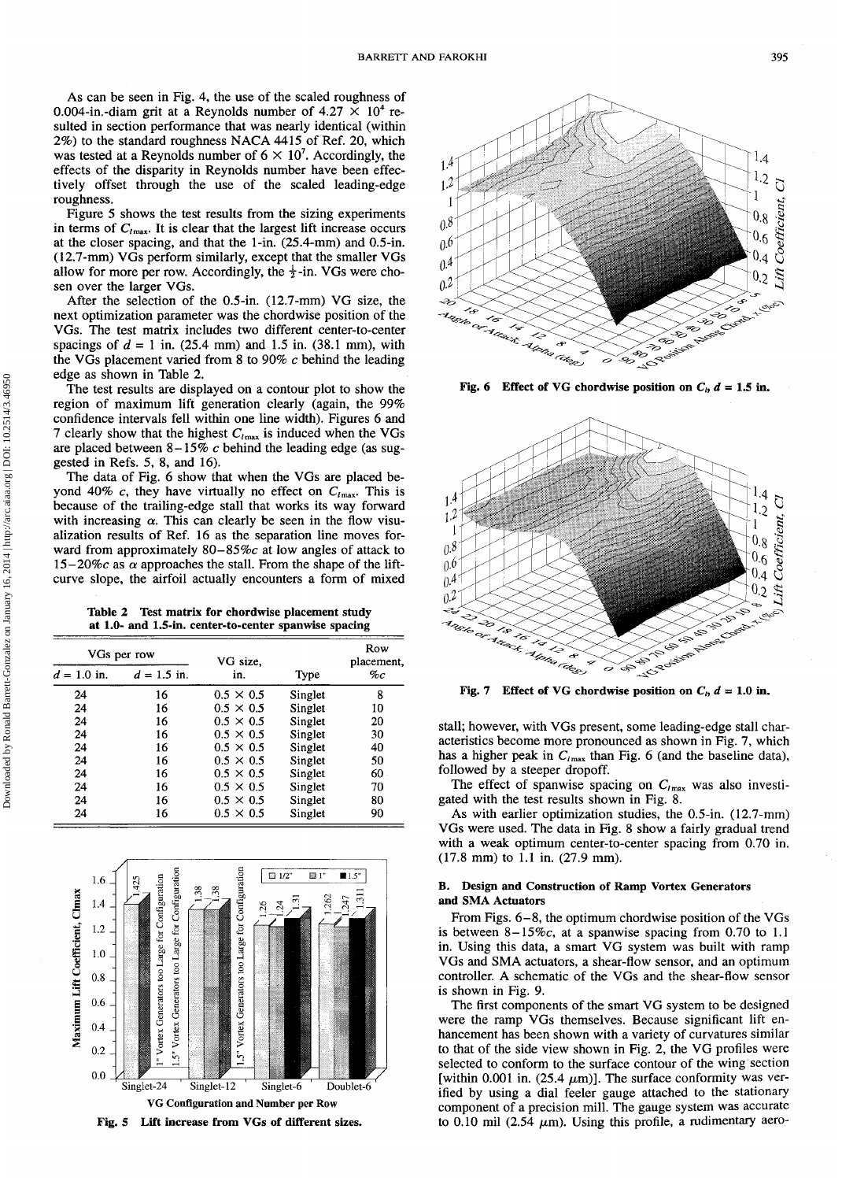As can be seen in Fig. 4, the use of the scaled roughness of 0.004-in.-diam grit at a Reynolds number of $4.27 \times 10^4$ resulted in section performance that was nearly identical (within 2%) to the standard roughness NACA 4415 of Ref. 20, which was tested at a Reynolds number of $6 \times 10^7$. Accordingly, the effects of the disparity in Reynolds number have been effectively offset through the use of the scaled leading-edge roughness.

Figure 5 shows the test results from the sizing experiments in terms of $C_{l\max}$. It is clear that the largest lift increase occurs at the closer spacing, and that the 1-in. (25.4-mm) and 0.5-in. (12.7-mm) VGs perform similarly, except that the smaller VGs allow for more per row. Accordingly, the $\frac{1}{2}$-in. VGs were chosen over the larger VGs.

After the selection of the 0.5-in. (12.7-mm) VG size, the next optimization parameter was the chordwise position of the VGs. The test matrix includes two different center-to-center spacings of $d = 1$ in. (25.4 mm) and 1.5 in. (38.1 mm), with the VGs placement varied from 8 to 90% $c$ behind the leading edge as shown in Table 2.

The test results are displayed on a contour plot to show the region of maximum lift generation clearly (again, the 99% confidence intervals fell within one line width). Figures 6 and 7 clearly show that the highest $C_{l\max}$ is induced when the VGs are placed between 8–15% $c$ behind the leading edge (as suggested in Refs. 5, 8, and 16).

The data of Fig. 6 show that when the VGs are placed beyond 40% $c$, they have virtually no effect on $C_{l\max}$. This is because of the trailing-edge stall that works its way forward with increasing $\alpha$. This can clearly be seen in the flow visualization results of Ref. 16 as the separation line moves forward from approximately 80–85%$c$ at low angles of attack to 15–20%$c$ as $\alpha$ approaches the stall. From the shape of the lift-curve slope, the airfoil actually encounters a form of mixed stall; however, with VGs present, some leading-edge stall characteristics become more pronounced as shown in Fig. 7, which has a higher peak in $C_{l\max}$ than Fig. 6 (and the baseline data), followed by a steeper dropoff.

**Table 2 Test matrix for chordwise placement study at 1.0- and 1.5-in. center-to-center spanwise spacing**

| VGs per row | | VG size, | | Row placement, |
|---|---|---|---|---|
| $d = 1.0$ in. | $d = 1.5$ in. | in. | Type | %$c$ |
| 24 | 16 | 0.5 × 0.5 | Singlet | 8 |
| 24 | 16 | 0.5 × 0.5 | Singlet | 10 |
| 24 | 16 | 0.5 × 0.5 | Singlet | 20 |
| 24 | 16 | 0.5 × 0.5 | Singlet | 30 |
| 24 | 16 | 0.5 × 0.5 | Singlet | 40 |
| 24 | 16 | 0.5 × 0.5 | Singlet | 50 |
| 24 | 16 | 0.5 × 0.5 | Singlet | 60 |
| 24 | 16 | 0.5 × 0.5 | Singlet | 70 |
| 24 | 16 | 0.5 × 0.5 | Singlet | 80 |
| 24 | 16 | 0.5 × 0.5 | Singlet | 90 |

Fig. 5 Lift increase from VGs of different sizes.

Fig. 6 Effect of VG chordwise position on $C_l$, $d = 1.5$ in.

Fig. 7 Effect of VG chordwise position on $C_l$, $d = 1.0$ in.

The effect of spanwise spacing on $C_{l\max}$ was also investigated with the test results shown in Fig. 8.

As with earlier optimization studies, the 0.5-in. (12.7-mm) VGs were used. The data in Fig. 8 show a fairly gradual trend with a weak optimum center-to-center spacing from 0.70 in. (17.8 mm) to 1.1 in. (27.9 mm).

### B. Design and Construction of Ramp Vortex Generators and SMA Actuators

From Figs. 6–8, the optimum chordwise position of the VGs is between 8–15%$c$, at a spanwise spacing from 0.70 to 1.1 in. Using this data, a smart VG system was built with ramp VGs and SMA actuators, a shear-flow sensor, and an optimum controller. A schematic of the VGs and the shear-flow sensor is shown in Fig. 9.

The first components of the smart VG system to be designed were the ramp VGs themselves. Because significant lift enhancement has been shown with a variety of curvatures similar to that of the side view shown in Fig. 2, the VG profiles were selected to conform to the surface contour of the wing section [within 0.001 in. (25.4 $\mu$m)]. The surface conformity was verified by using a dial feeler gauge attached to the stationary component of a precision mill. The gauge system was accurate to 0.10 mil (2.54 $\mu$m). Using this profile, a rudimentary aero-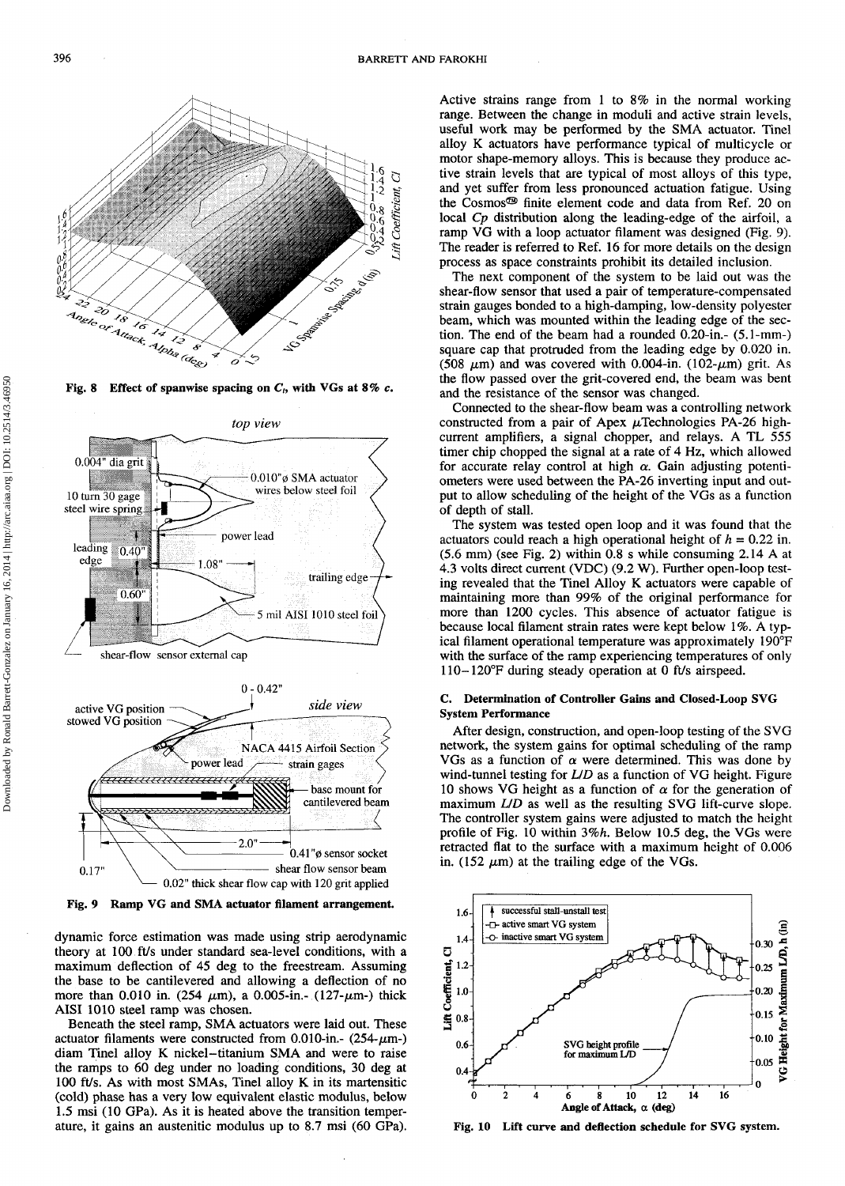Fig. 8 Effect of spanwise spacing on $C_l$, with VGs at 8% $c$.

Fig. 9 Ramp VG and SMA actuator filament arrangement.

dynamic force estimation was made using strip aerodynamic theory at 100 ft/s under standard sea-level conditions, with a maximum deflection of 45 deg to the freestream. Assuming the base to be cantilevered and allowing a deflection of no more than 0.010 in. (254 $\mu$m), a 0.005-in.- (127-$\mu$m-) thick AISI 1010 steel ramp was chosen.

Beneath the steel ramp, SMA actuators were laid out. These actuator filaments were constructed from 0.010-in.- (254-$\mu$m-) diam Tinel alloy K nickel–titanium SMA and were to raise the ramps to 60 deg under no loading conditions, 30 deg at 100 ft/s. As with most SMAs, Tinel alloy K in its martensitic (cold) phase has a very low equivalent elastic modulus, below 1.5 msi (10 GPa). As it is heated above the transition temperature, it gains an austenitic modulus up to 8.7 msi (60 GPa). Active strains range from 1 to 8% in the normal working range. Between the change in moduli and active strain levels, useful work may be performed by the SMA actuator. Tinel alloy K actuators have performance typical of multicycle or motor shape-memory alloys. This is because they produce active strain levels that are typical of most alloys of this type, and yet suffer from less pronounced actuation fatigue. Using the Cosmos® finite element code and data from Ref. 20 on local $Cp$ distribution along the leading-edge of the airfoil, a ramp VG with a loop actuator filament was designed (Fig. 9). The reader is referred to Ref. 16 for more details on the design process as space constraints prohibit its detailed inclusion.

The next component of the system to be laid out was the shear-flow sensor that used a pair of temperature-compensated strain gauges bonded to a high-damping, low-density polyester beam, which was mounted within the leading edge of the section. The end of the beam had a rounded 0.20-in.- (5.1-mm-) square cap that protruded from the leading edge by 0.020 in. (508 $\mu$m) and was covered with 0.004-in. (102-$\mu$m) grit. As the flow passed over the grit-covered end, the beam was bent and the resistance of the sensor was changed.

Connected to the shear-flow beam was a controlling network constructed from a pair of Apex $\mu$Technologies PA-26 high-current amplifiers, a signal chopper, and relays. A TL 555 timer chip chopped the signal at a rate of 4 Hz, which allowed for accurate relay control at high $\alpha$. Gain adjusting potentiometers were used between the PA-26 inverting input and output to allow scheduling of the height of the VGs as a function of depth of stall.

The system was tested open loop and it was found that the actuators could reach a high operational height of $h$ = 0.22 in. (5.6 mm) (see Fig. 2) within 0.8 s while consuming 2.14 A at 4.3 volts direct current (VDC) (9.2 W). Further open-loop testing revealed that the Tinel Alloy K actuators were capable of maintaining more than 99% of the original performance for more than 1200 cycles. This absence of actuator fatigue is because local filament strain rates were kept below 1%. A typical filament operational temperature was approximately 190°F with the surface of the ramp experiencing temperatures of only 110–120°F during steady operation at 0 ft/s airspeed.

### C. Determination of Controller Gains and Closed-Loop SVG System Performance

After design, construction, and open-loop testing of the SVG network, the system gains for optimal scheduling of the ramp VGs as a function of $\alpha$ were determined. This was done by wind-tunnel testing for $L/D$ as a function of VG height. Figure 10 shows VG height as a function of $\alpha$ for the generation of maximum $L/D$ as well as the resulting SVG lift-curve slope. The controller system gains were adjusted to match the height profile of Fig. 10 within 3%$h$. Below 10.5 deg, the VGs were retracted flat to the surface with a maximum height of 0.006 in. (152 $\mu$m) at the trailing edge of the VGs.

Fig. 10 Lift curve and deflection schedule for SVG system.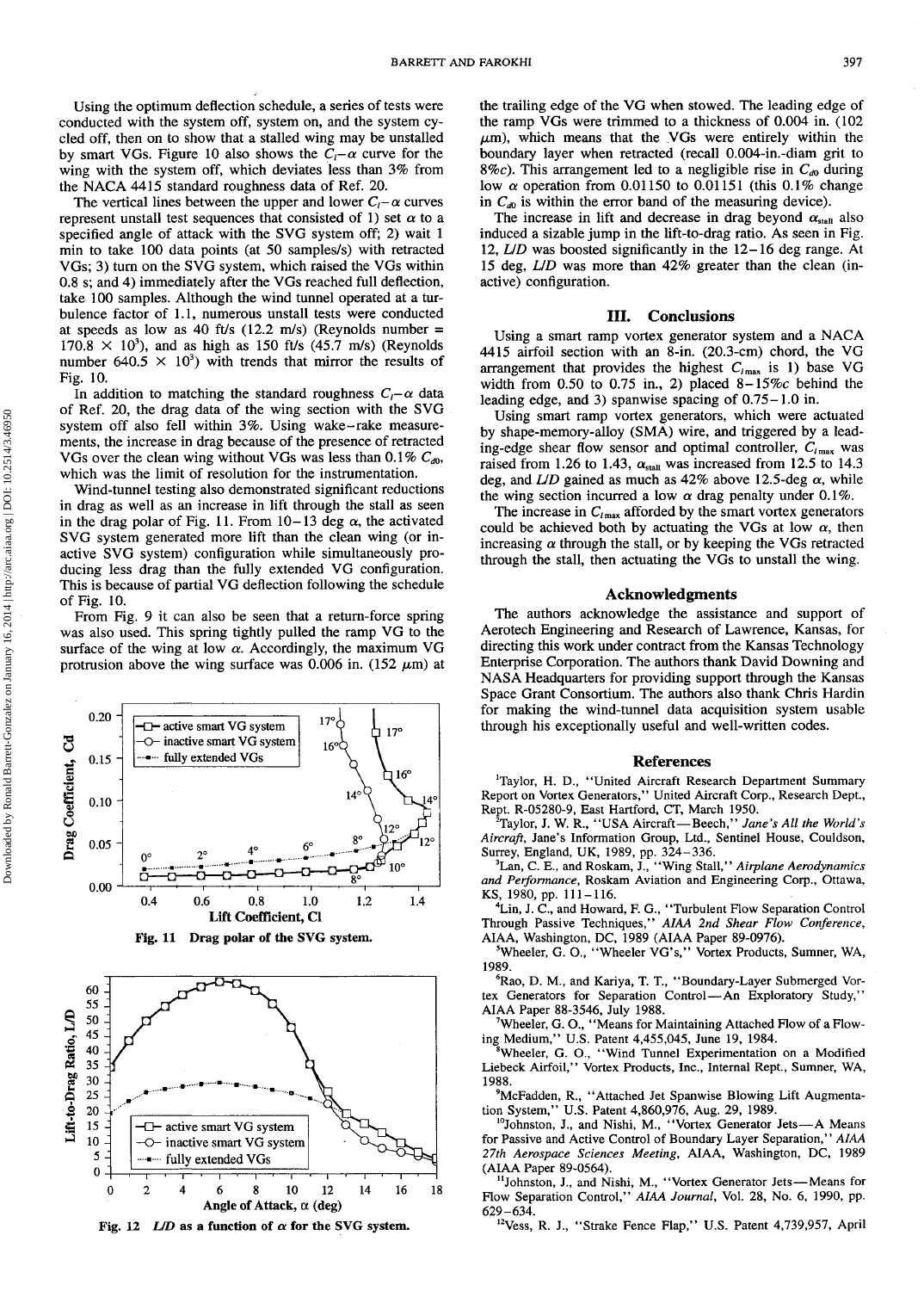Using the optimum deflection schedule, a series of tests were conducted with the system off, system on, and the system cycled off, then on to show that a stalled wing may be unstalled by smart VGs. Figure 10 also shows the $C_l-\alpha$ curve for the wing with the system off, which deviates less than 3% from the NACA 4415 standard roughness data of Ref. 20.

The vertical lines between the upper and lower $C_l-\alpha$ curves represent unstall test sequences that consisted of 1) set $\alpha$ to a specified angle of attack with the SVG system off; 2) wait 1 min to take 100 data points (at 50 samples/s) with retracted VGs; 3) turn on the SVG system, which raised the VGs within 0.8 s; and 4) immediately after the VGs reached full deflection, take 100 samples. Although the wind tunnel operated at a turbulence factor of 1.1, numerous unstall tests were conducted at speeds as low as 40 ft/s (12.2 m/s) (Reynolds number = $170.8 \times 10^3$), and as high as 150 ft/s (45.7 m/s) (Reynolds number $640.5 \times 10^3$) with trends that mirror the results of Fig. 10.

In addition to matching the standard roughness $C_l-\alpha$ data of Ref. 20, the drag data of the wing section with the SVG system off also fell within 3%. Using wake-rake measurements, the increase in drag because of the presence of retracted VGs over the clean wing without VGs was less than 0.1% $C_{d0}$, which was the limit of resolution for the instrumentation.

Wind-tunnel testing also demonstrated significant reductions in drag as well as an increase in lift through the stall as seen in the drag polar of Fig. 11. From 10–13 deg $\alpha$, the activated SVG system generated more lift than the clean wing (or inactive SVG system) configuration while simultaneously producing less drag than the fully extended VG configuration. This is because of partial VG deflection following the schedule of Fig. 10.

From Fig. 9 it can also be seen that a return-force spring was also used. This spring tightly pulled the ramp VG to the surface of the wing at low $\alpha$. Accordingly, the maximum VG protrusion above the wing surface was 0.006 in. (152 $\mu$m) at the trailing edge of the VG when stowed. The leading edge of the ramp VGs were trimmed to a thickness of 0.004 in. (102 $\mu$m), which means that the VGs were entirely within the boundary layer when retracted (recall 0.004-in.-diam grit to 8%c). This arrangement led to a negligible rise in $C_{d0}$ during low $\alpha$ operation from 0.01150 to 0.01151 (this 0.1% change in $C_{d0}$ is within the error band of the measuring device).

The increase in lift and decrease in drag beyond $\alpha_{stall}$ also induced a sizable jump in the lift-to-drag ratio. As seen in Fig. 12, $L/D$ was boosted significantly in the 12–16 deg range. At 15 deg, $L/D$ was more than 42% greater than the clean (inactive) configuration.

Fig. 11 Drag polar of the SVG system.

Fig. 12 $L/D$ as a function of $\alpha$ for the SVG system.

## III. Conclusions

Using a smart ramp vortex generator system and a NACA 4415 airfoil section with an 8-in. (20.3-cm) chord, the VG arrangement that provides the highest $C_{l\max}$ is 1) base VG width from 0.50 to 0.75 in., 2) placed 8–15%c behind the leading edge, and 3) spanwise spacing of 0.75–1.0 in.

Using smart ramp vortex generators, which were actuated by shape-memory-alloy (SMA) wire, and triggered by a leading-edge shear flow sensor and optimal controller, $C_{l\max}$ was raised from 1.26 to 1.43, $\alpha_{stall}$ was increased from 12.5 to 14.3 deg, and $L/D$ gained as much as 42% above 12.5-deg $\alpha$, while the wing section incurred a low $\alpha$ drag penalty under 0.1%.

The increase in $C_{l\max}$ afforded by the smart vortex generators could be achieved both by actuating the VGs at low $\alpha$, then increasing $\alpha$ through the stall, or by keeping the VGs retracted through the stall, then actuating the VGs to unstall the wing.

## Acknowledgments

The authors acknowledge the assistance and support of Aerotech Engineering and Research of Lawrence, Kansas, for directing this work under contract from the Kansas Technology Enterprise Corporation. The authors thank David Downing and NASA Headquarters for providing support through the Kansas Space Grant Consortium. The authors also thank Chris Hardin for making the wind-tunnel data acquisition system usable through his exceptionally useful and well-written codes.

## References

[1]Taylor, H. D., "United Aircraft Research Department Summary Report on Vortex Generators," United Aircraft Corp., Research Dept., Rept. R-05280-9, East Hartford, CT, March 1950.

[2]Taylor, J. W. R., "USA Aircraft—Beech," *Jane's All the World's Aircraft*, Jane's Information Group, Ltd., Sentinel House, Couldson, Surrey, England, UK, 1989, pp. 324–336.

[3]Lan, C. E., and Roskam, J., "Wing Stall," *Airplane Aerodynamics and Performance*, Roskam Aviation and Engineering Corp., Ottawa, KS, 1980, pp. 111–116.

[4]Lin, J. C., and Howard, F. G., "Turbulent Flow Separation Control Through Passive Techniques," *AIAA 2nd Shear Flow Conference*, AIAA, Washington, DC, 1989 (AIAA Paper 89-0976).

[5]Wheeler, G. O., "Wheeler VG's," Vortex Products, Sumner, WA, 1989.

[6]Rao, D. M., and Kariya, T. T., "Boundary-Layer Submerged Vortex Generators for Separation Control—An Exploratory Study," AIAA Paper 88-3546, July 1988.

[7]Wheeler, G. O., "Means for Maintaining Attached Flow of a Flowing Medium," U.S. Patent 4,455,045, June 19, 1984.

[8]Wheeler, G. O., "Wind Tunnel Experimentation on a Modified Liebeck Airfoil," Vortex Products, Inc., Internal Rept., Sumner, WA, 1988.

[9]McFadden, R., "Attached Jet Spanwise Blowing Lift Augmentation System," U.S. Patent 4,860,976, Aug. 29, 1989.

[10]Johnston, J., and Nishi, M., "Vortex Generator Jets—A Means for Passive and Active Control of Boundary Layer Separation," *AIAA 27th Aerospace Sciences Meeting*, AIAA, Washington, DC, 1989 (AIAA Paper 89-0564).

[11]Johnston, J., and Nishi, M., "Vortex Generator Jets—Means for Flow Separation Control," *AIAA Journal*, Vol. 28, No. 6, 1990, pp. 629–634.

[12]Vess, R. J., "Strake Fence Flap," U.S. Patent 4,739,957, April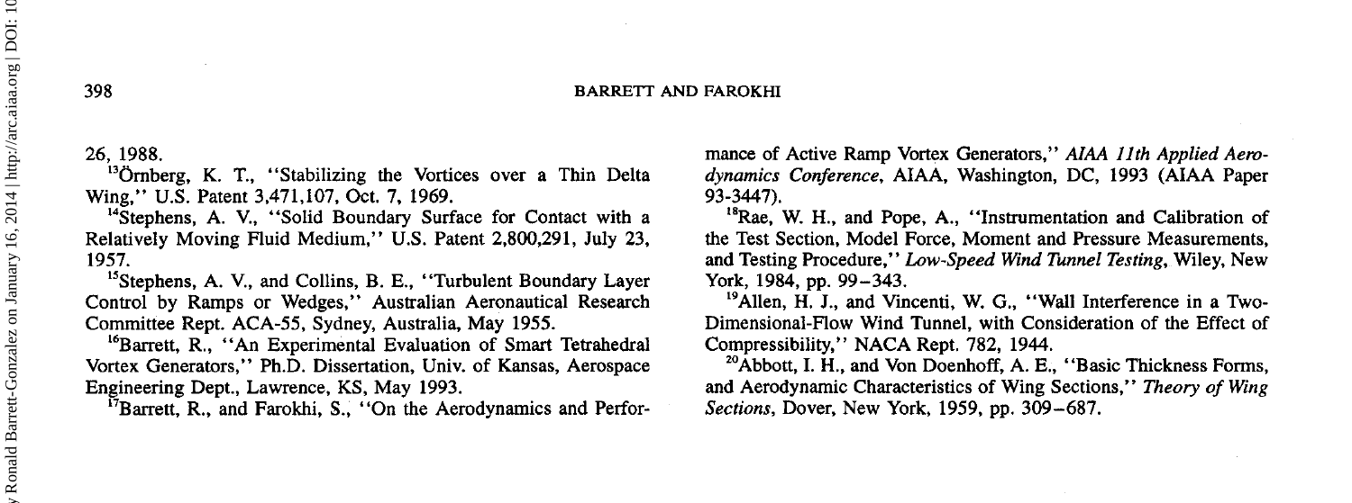26, 1988.

[13]Örnberg, K. T., "Stabilizing the Vortices over a Thin Delta Wing," U.S. Patent 3,471,107, Oct. 7, 1969.

[14]Stephens, A. V., "Solid Boundary Surface for Contact with a Relatively Moving Fluid Medium," U.S. Patent 2,800,291, July 23, 1957.

[15]Stephens, A. V., and Collins, B. E., "Turbulent Boundary Layer Control by Ramps or Wedges," Australian Aeronautical Research Committee Rept. ACA-55, Sydney, Australia, May 1955.

[16]Barrett, R., "An Experimental Evaluation of Smart Tetrahedral Vortex Generators," Ph.D. Dissertation, Univ. of Kansas, Aerospace Engineering Dept., Lawrence, KS, May 1993.

[17]Barrett, R., and Farokhi, S., "On the Aerodynamics and Performance of Active Ramp Vortex Generators," *AIAA 11th Applied Aerodynamics Conference*, AIAA, Washington, DC, 1993 (AIAA Paper 93-3447).

[18]Rae, W. H., and Pope, A., "Instrumentation and Calibration of the Test Section, Model Force, Moment and Pressure Measurements, and Testing Procedure," *Low-Speed Wind Tunnel Testing*, Wiley, New York, 1984, pp. 99–343.

[19]Allen, H. J., and Vincenti, W. G., "Wall Interference in a Two-Dimensional-Flow Wind Tunnel, with Consideration of the Effect of Compressibility," NACA Rept. 782, 1944.

[20]Abbott, I. H., and Von Doenhoff, A. E., "Basic Thickness Forms, and Aerodynamic Characteristics of Wing Sections," *Theory of Wing Sections*, Dover, New York, 1959, pp. 309–687.